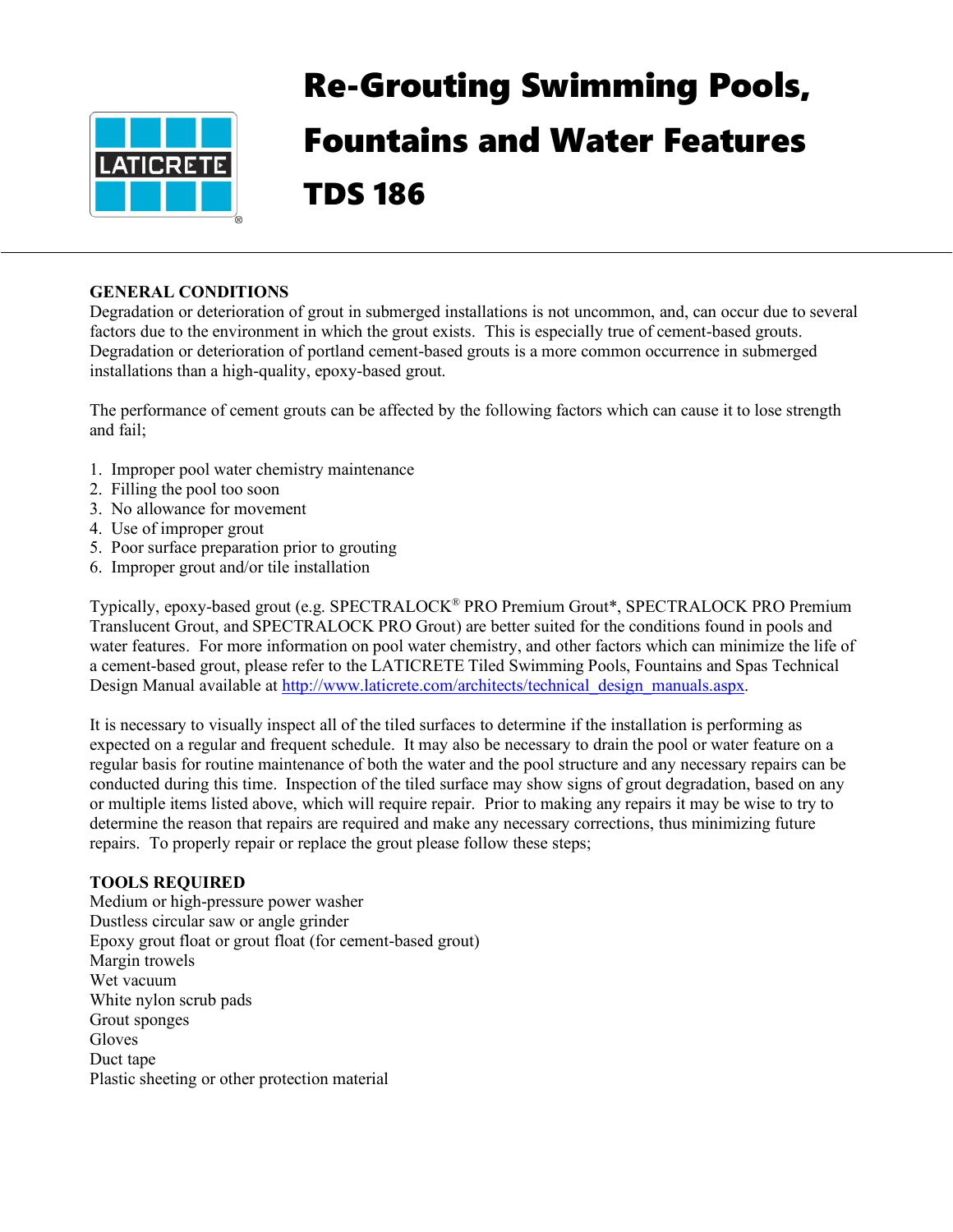# Re-Grouting Swimming Pools, Fountains and Water Features

# TDS 186

**GENERAL CONDITIONS**

Degradation or deterioration of grout in submerged installations is not uncommon, and, can occur due to several factors due to the environment in which the grout exists. This is especially true of cement-based grouts. Degradation or deterioration of portland cement-based grouts is a more common occurrence in submerged installations than a high-quality, epoxy-based grout.

The performance of cement grouts can be affected by the following factors which can cause it to lose strength and fail;

1. Improper pool water chemistry maintenance
2. Filling the pool too soon
3. No allowance for movement
4. Use of improper grout
5. Poor surface preparation prior to grouting
6. Improper grout and/or tile installation

Typically, epoxy-based grout (e.g. SPECTRALOCK® PRO Premium Grout*, SPECTRALOCK PRO Premium Translucent Grout, and SPECTRALOCK PRO Grout) are better suited for the conditions found in pools and water features. For more information on pool water chemistry, and other factors which can minimize the life of a cement-based grout, please refer to the LATICRETE Tiled Swimming Pools, Fountains and Spas Technical Design Manual available at [http://www.laticrete.com/architects/technical_design_manuals.aspx](http://www.laticrete.com/architects/technical_design_manuals.aspx).

It is necessary to visually inspect all of the tiled surfaces to determine if the installation is performing as expected on a regular and frequent schedule. It may also be necessary to drain the pool or water feature on a regular basis for routine maintenance of both the water and the pool structure and any necessary repairs can be conducted during this time. Inspection of the tiled surface may show signs of grout degradation, based on any or multiple items listed above, which will require repair. Prior to making any repairs it may be wise to try to determine the reason that repairs are required and make any necessary corrections, thus minimizing future repairs. To properly repair or replace the grout please follow these steps;

**TOOLS REQUIRED**

Medium or high-pressure power washer
Dustless circular saw or angle grinder
Epoxy grout float or grout float (for cement-based grout)
Margin trowels
Wet vacuum
White nylon scrub pads
Grout sponges
Gloves
Duct tape
Plastic sheeting or other protection material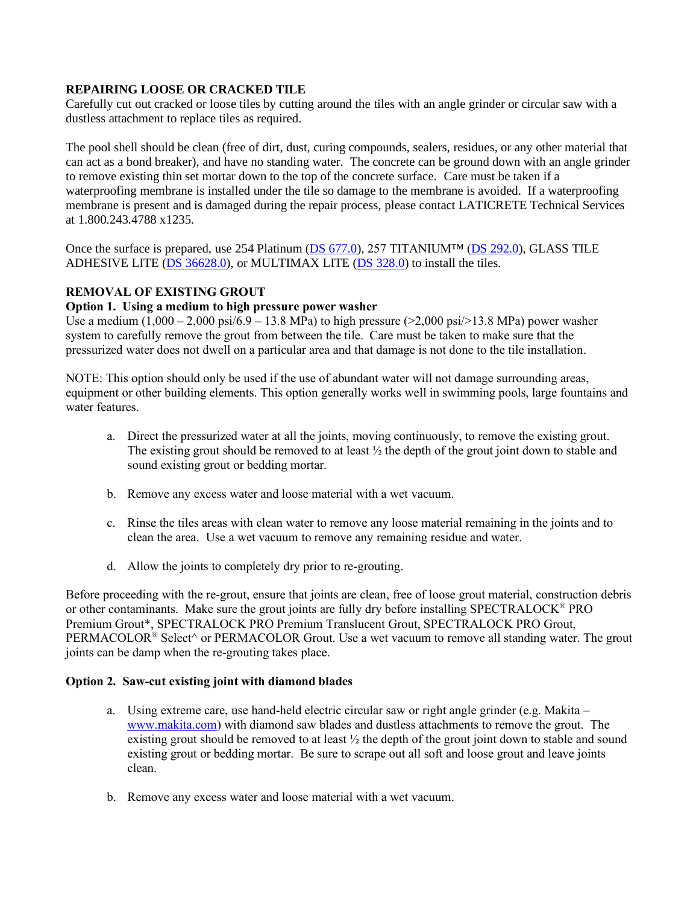## REPAIRING LOOSE OR CRACKED TILE

Carefully cut out cracked or loose tiles by cutting around the tiles with an angle grinder or circular saw with a dustless attachment to replace tiles as required.

The pool shell should be clean (free of dirt, dust, curing compounds, sealers, residues, or any other material that can act as a bond breaker), and have no standing water. The concrete can be ground down with an angle grinder to remove existing thin set mortar down to the top of the concrete surface. Care must be taken if a waterproofing membrane is installed under the tile so damage to the membrane is avoided. If a waterproofing membrane is present and is damaged during the repair process, please contact LATICRETE Technical Services at 1.800.243.4788 x1235.

Once the surface is prepared, use 254 Platinum (DS 677.0), 257 TITANIUM™ (DS 292.0), GLASS TILE ADHESIVE LITE (DS 36628.0), or MULTIMAX LITE (DS 328.0) to install the tiles.

## REMOVAL OF EXISTING GROUT

### Option 1. Using a medium to high pressure power washer

Use a medium (1,000 – 2,000 psi/6.9 – 13.8 MPa) to high pressure (>2,000 psi/>13.8 MPa) power washer system to carefully remove the grout from between the tile. Care must be taken to make sure that the pressurized water does not dwell on a particular area and that damage is not done to the tile installation.

NOTE: This option should only be used if the use of abundant water will not damage surrounding areas, equipment or other building elements. This option generally works well in swimming pools, large fountains and water features.

a. Direct the pressurized water at all the joints, moving continuously, to remove the existing grout. The existing grout should be removed to at least ½ the depth of the grout joint down to stable and sound existing grout or bedding mortar.

b. Remove any excess water and loose material with a wet vacuum.

c. Rinse the tiles areas with clean water to remove any loose material remaining in the joints and to clean the area. Use a wet vacuum to remove any remaining residue and water.

d. Allow the joints to completely dry prior to re-grouting.

Before proceeding with the re-grout, ensure that joints are clean, free of loose grout material, construction debris or other contaminants. Make sure the grout joints are fully dry before installing SPECTRALOCK® PRO Premium Grout*, SPECTRALOCK PRO Premium Translucent Grout, SPECTRALOCK PRO Grout, PERMACOLOR® Select^ or PERMACOLOR Grout. Use a wet vacuum to remove all standing water. The grout joints can be damp when the re-grouting takes place.

### Option 2. Saw-cut existing joint with diamond blades

a. Using extreme care, use hand-held electric circular saw or right angle grinder (e.g. Makita – www.makita.com) with diamond saw blades and dustless attachments to remove the grout. The existing grout should be removed to at least ½ the depth of the grout joint down to stable and sound existing grout or bedding mortar. Be sure to scrape out all soft and loose grout and leave joints clean.

b. Remove any excess water and loose material with a wet vacuum.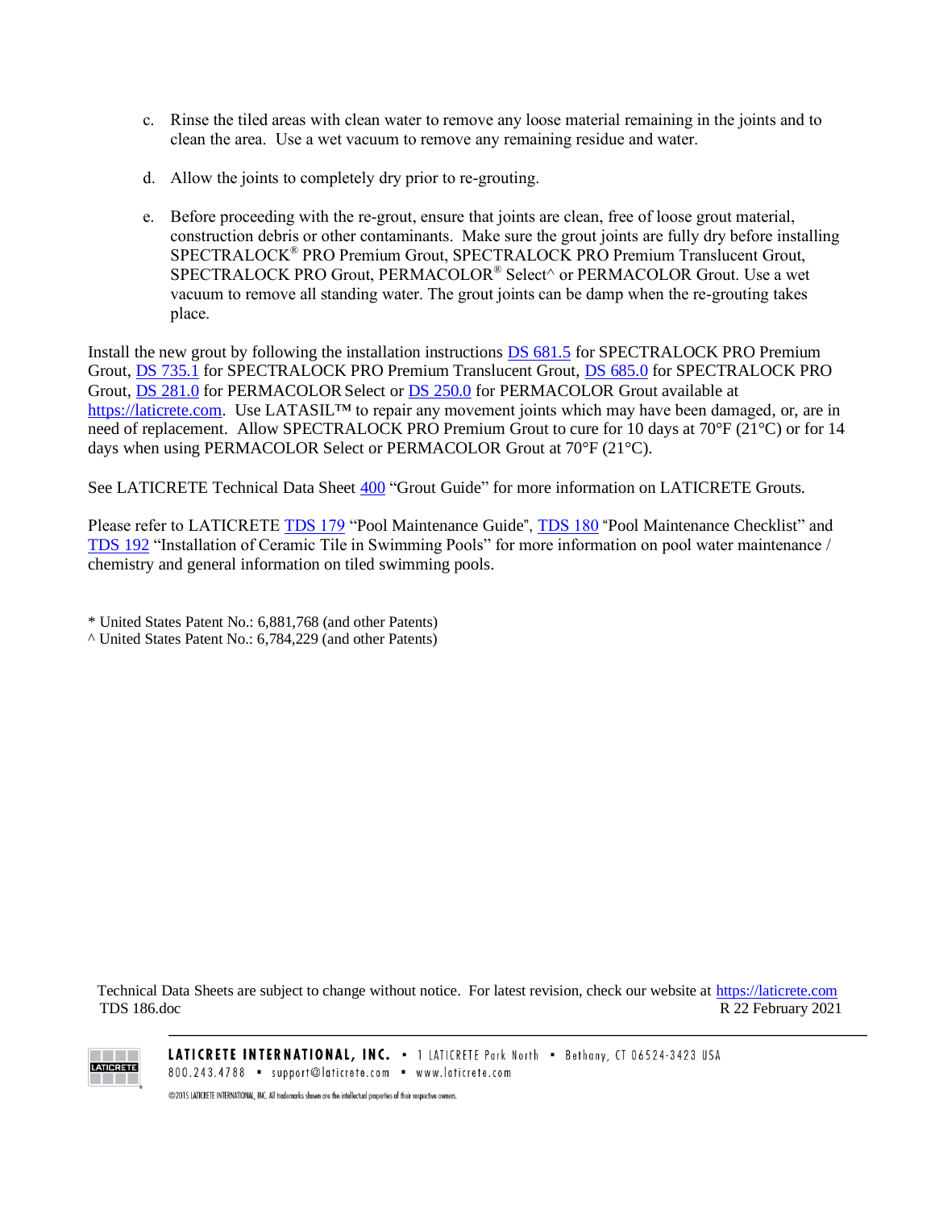c. Rinse the tiled areas with clean water to remove any loose material remaining in the joints and to clean the area. Use a wet vacuum to remove any remaining residue and water.

d. Allow the joints to completely dry prior to re-grouting.

e. Before proceeding with the re-grout, ensure that joints are clean, free of loose grout material, construction debris or other contaminants. Make sure the grout joints are fully dry before installing SPECTRALOCK® PRO Premium Grout, SPECTRALOCK PRO Premium Translucent Grout, SPECTRALOCK PRO Grout, PERMACOLOR® Select^ or PERMACOLOR Grout. Use a wet vacuum to remove all standing water. The grout joints can be damp when the re-grouting takes place.

Install the new grout by following the installation instructions DS 681.5 for SPECTRALOCK PRO Premium Grout, DS 735.1 for SPECTRALOCK PRO Premium Translucent Grout, DS 685.0 for SPECTRALOCK PRO Grout, DS 281.0 for PERMACOLOR Select or DS 250.0 for PERMACOLOR Grout available at https://laticrete.com. Use LATASIL™ to repair any movement joints which may have been damaged, or, are in need of replacement. Allow SPECTRALOCK PRO Premium Grout to cure for 10 days at 70°F (21°C) or for 14 days when using PERMACOLOR Select or PERMACOLOR Grout at 70°F (21°C).

See LATICRETE Technical Data Sheet 400 "Grout Guide" for more information on LATICRETE Grouts.

Please refer to LATICRETE TDS 179 "Pool Maintenance Guide", TDS 180 "Pool Maintenance Checklist" and TDS 192 "Installation of Ceramic Tile in Swimming Pools" for more information on pool water maintenance / chemistry and general information on tiled swimming pools.

* United States Patent No.: 6,881,768 (and other Patents)
^ United States Patent No.: 6,784,229 (and other Patents)

Technical Data Sheets are subject to change without notice. For latest revision, check our website at https://laticrete.com
TDS 186.doc R 22 February 2021

**LATICRETE INTERNATIONAL, INC.** ▪ 1 LATICRETE Park North ▪ Bethany, CT 06524-3423 USA
800.243.4788 ▪ support@laticrete.com ▪ www.laticrete.com

©2015 LATICRETE INTERNATIONAL, INC. All trademarks shown are the intellectual properties of their respective owners.